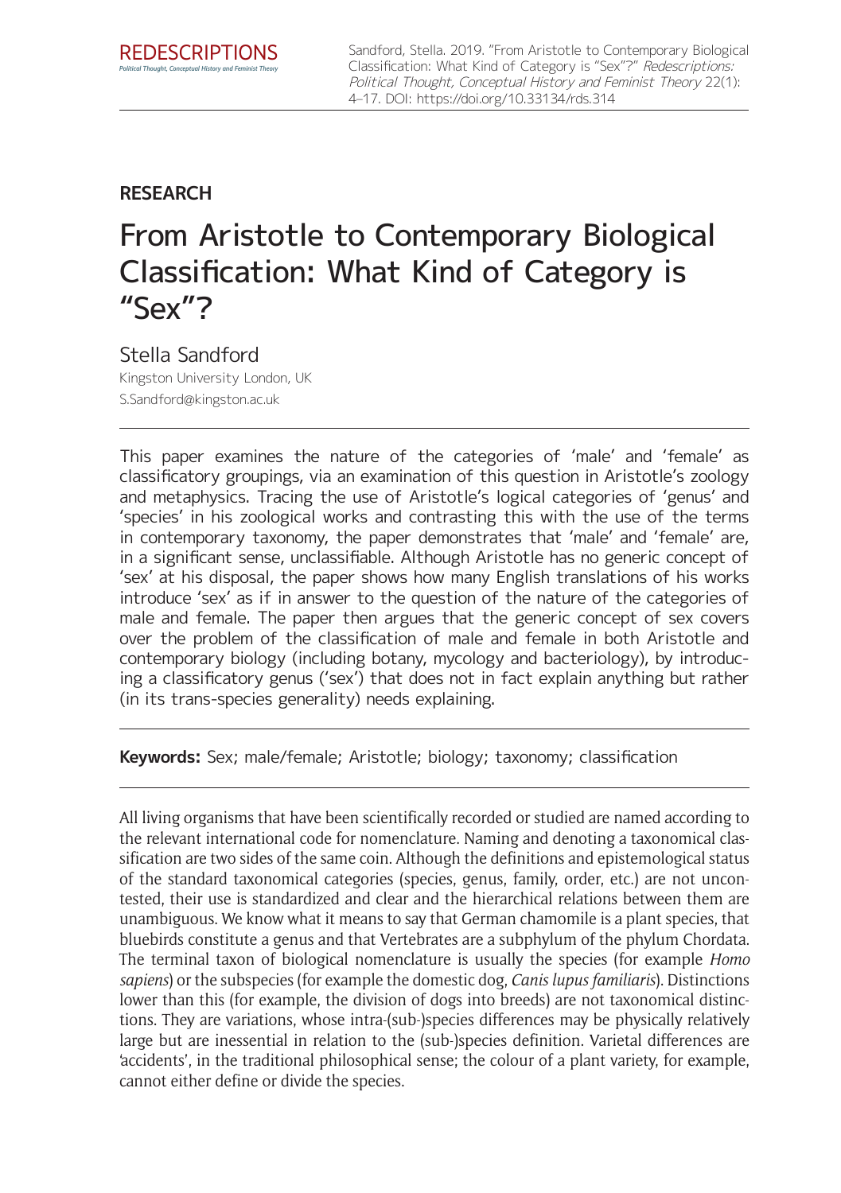REDESCRIPTIONS
Political Thought, Conceptual History and Feminist Theory

Sandford, Stella. 2019. "From Aristotle to Contemporary Biological Classification: What Kind of Category is "Sex"?" *Redescriptions: Political Thought, Conceptual History and Feminist Theory* 22(1): 4–17. DOI: https://doi.org/10.33134/rds.314

**RESEARCH**

# From Aristotle to Contemporary Biological Classification: What Kind of Category is "Sex"?

Stella Sandford
Kingston University London, UK
S.Sandford@kingston.ac.uk

This paper examines the nature of the categories of 'male' and 'female' as classificatory groupings, via an examination of this question in Aristotle's zoology and metaphysics. Tracing the use of Aristotle's logical categories of 'genus' and 'species' in his zoological works and contrasting this with the use of the terms in contemporary taxonomy, the paper demonstrates that 'male' and 'female' are, in a significant sense, unclassifiable. Although Aristotle has no generic concept of 'sex' at his disposal, the paper shows how many English translations of his works introduce 'sex' as if in answer to the question of the nature of the categories of male and female. The paper then argues that the generic concept of sex covers over the problem of the classification of male and female in both Aristotle and contemporary biology (including botany, mycology and bacteriology), by introducing a classificatory genus ('sex') that does not in fact explain anything but rather (in its trans-species generality) needs explaining.

**Keywords:** Sex; male/female; Aristotle; biology; taxonomy; classification

All living organisms that have been scientifically recorded or studied are named according to the relevant international code for nomenclature. Naming and denoting a taxonomical classification are two sides of the same coin. Although the definitions and epistemological status of the standard taxonomical categories (species, genus, family, order, etc.) are not uncontested, their use is standardized and clear and the hierarchical relations between them are unambiguous. We know what it means to say that German chamomile is a plant species, that bluebirds constitute a genus and that Vertebrates are a subphylum of the phylum Chordata. The terminal taxon of biological nomenclature is usually the species (for example *Homo sapiens*) or the subspecies (for example the domestic dog, *Canis lupus familiaris*). Distinctions lower than this (for example, the division of dogs into breeds) are not taxonomical distinctions. They are variations, whose intra-(sub-)species differences may be physically relatively large but are inessential in relation to the (sub-)species definition. Varietal differences are 'accidents', in the traditional philosophical sense; the colour of a plant variety, for example, cannot either define or divide the species.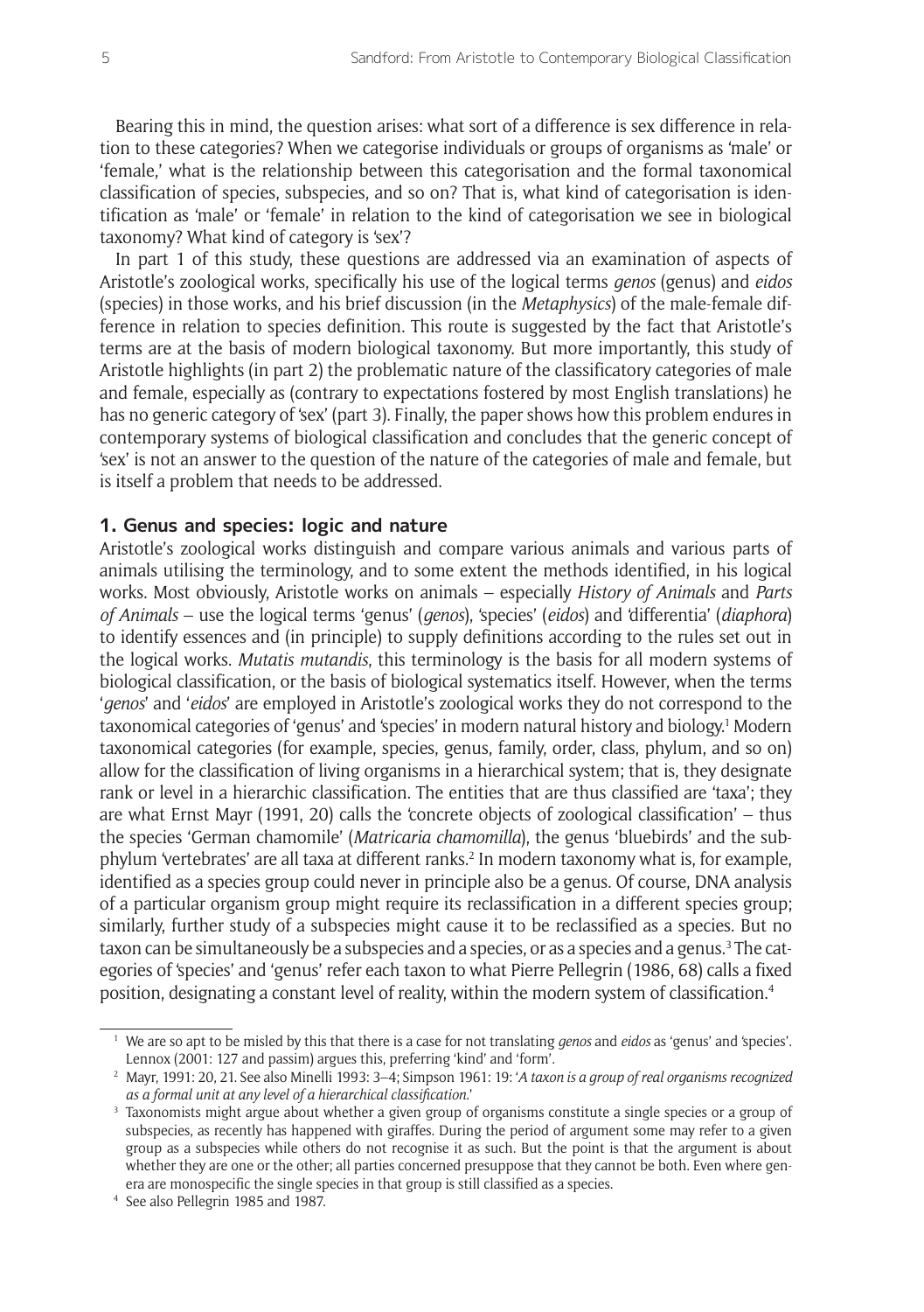Bearing this in mind, the question arises: what sort of a difference is sex difference in relation to these categories? When we categorise individuals or groups of organisms as 'male' or 'female,' what is the relationship between this categorisation and the formal taxonomical classification of species, subspecies, and so on? That is, what kind of categorisation is identification as 'male' or 'female' in relation to the kind of categorisation we see in biological taxonomy? What kind of category is 'sex'?

In part 1 of this study, these questions are addressed via an examination of aspects of Aristotle's zoological works, specifically his use of the logical terms *genos* (genus) and *eidos* (species) in those works, and his brief discussion (in the *Metaphysics*) of the male-female difference in relation to species definition. This route is suggested by the fact that Aristotle's terms are at the basis of modern biological taxonomy. But more importantly, this study of Aristotle highlights (in part 2) the problematic nature of the classificatory categories of male and female, especially as (contrary to expectations fostered by most English translations) he has no generic category of 'sex' (part 3). Finally, the paper shows how this problem endures in contemporary systems of biological classification and concludes that the generic concept of 'sex' is not an answer to the question of the nature of the categories of male and female, but is itself a problem that needs to be addressed.

## 1. Genus and species: logic and nature

Aristotle's zoological works distinguish and compare various animals and various parts of animals utilising the terminology, and to some extent the methods identified, in his logical works. Most obviously, Aristotle works on animals – especially *History of Animals* and *Parts of Animals* – use the logical terms 'genus' (*genos*), 'species' (*eidos*) and 'differentia' (*diaphora*) to identify essences and (in principle) to supply definitions according to the rules set out in the logical works. *Mutatis mutandis*, this terminology is the basis for all modern systems of biological classification, or the basis of biological systematics itself. However, when the terms '*genos*' and '*eidos*' are employed in Aristotle's zoological works they do not correspond to the taxonomical categories of 'genus' and 'species' in modern natural history and biology.[1] Modern taxonomical categories (for example, species, genus, family, order, class, phylum, and so on) allow for the classification of living organisms in a hierarchical system; that is, they designate rank or level in a hierarchic classification. The entities that are thus classified are 'taxa'; they are what Ernst Mayr (1991, 20) calls the 'concrete objects of zoological classification' – thus the species 'German chamomile' (*Matricaria chamomilla*), the genus 'bluebirds' and the subphylum 'vertebrates' are all taxa at different ranks.[2] In modern taxonomy what is, for example, identified as a species group could never in principle also be a genus. Of course, DNA analysis of a particular organism group might require its reclassification in a different species group; similarly, further study of a subspecies might cause it to be reclassified as a species. But no taxon can be simultaneously be a subspecies and a species, or as a species and a genus.[3] The categories of 'species' and 'genus' refer each taxon to what Pierre Pellegrin (1986, 68) calls a fixed position, designating a constant level of reality, within the modern system of classification.[4]

---

[1] We are so apt to be misled by this that there is a case for not translating *genos* and *eidos* as 'genus' and 'species'. Lennox (2001: 127 and passim) argues this, preferring 'kind' and 'form'.

[2] Mayr, 1991: 20, 21. See also Minelli 1993: 3–4; Simpson 1961: 19: '*A taxon is a group of real organisms recognized as a formal unit at any level of a hierarchical classification.*'

[3] Taxonomists might argue about whether a given group of organisms constitute a single species or a group of subspecies, as recently has happened with giraffes. During the period of argument some may refer to a given group as a subspecies while others do not recognise it as such. But the point is that the argument is about whether they are one or the other; all parties concerned presuppose that they cannot be both. Even where genera are monospecific the single species in that group is still classified as a species.

[4] See also Pellegrin 1985 and 1987.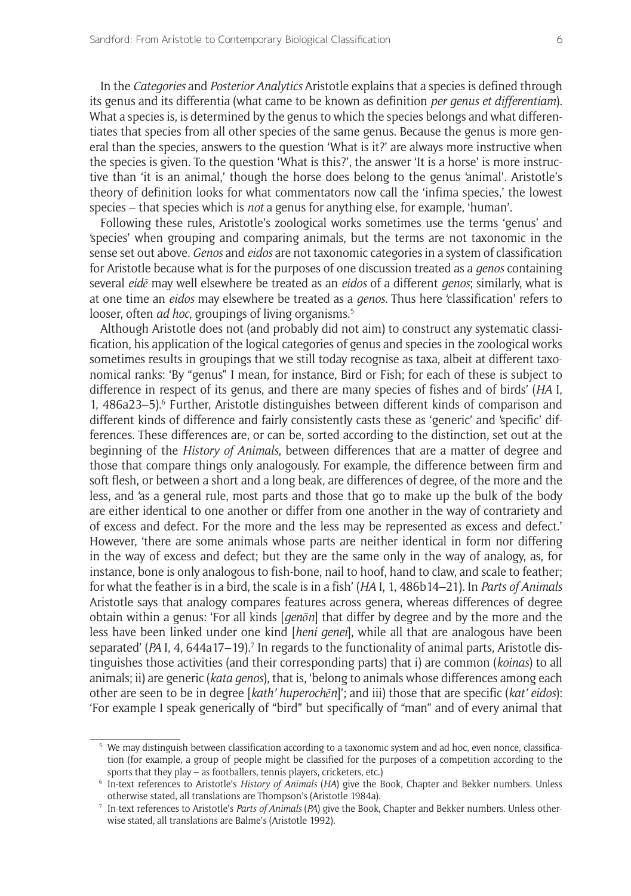In the *Categories* and *Posterior Analytics* Aristotle explains that a species is defined through its genus and its differentia (what came to be known as definition *per genus et differentiam*). What a species is, is determined by the genus to which the species belongs and what differentiates that species from all other species of the same genus. Because the genus is more general than the species, answers to the question 'What is it?' are always more instructive when the species is given. To the question 'What is this?', the answer 'It is a horse' is more instructive than 'it is an animal,' though the horse does belong to the genus 'animal'. Aristotle's theory of definition looks for what commentators now call the 'infima species,' the lowest species – that species which is *not* a genus for anything else, for example, 'human'.

Following these rules, Aristotle's zoological works sometimes use the terms 'genus' and 'species' when grouping and comparing animals, but the terms are not taxonomic in the sense set out above. *Genos* and *eidos* are not taxonomic categories in a system of classification for Aristotle because what is for the purposes of one discussion treated as a *genos* containing several *eidē* may well elsewhere be treated as an *eidos* of a different *genos*; similarly, what is at one time an *eidos* may elsewhere be treated as a *genos*. Thus here 'classification' refers to looser, often *ad hoc*, groupings of living organisms.[5]

Although Aristotle does not (and probably did not aim) to construct any systematic classification, his application of the logical categories of genus and species in the zoological works sometimes results in groupings that we still today recognise as taxa, albeit at different taxonomical ranks: 'By "genus" I mean, for instance, Bird or Fish; for each of these is subject to difference in respect of its genus, and there are many species of fishes and of birds' (*HA* I, 1, 486a23–5).[6] Further, Aristotle distinguishes between different kinds of comparison and different kinds of difference and fairly consistently casts these as 'generic' and 'specific' differences. These differences are, or can be, sorted according to the distinction, set out at the beginning of the *History of Animals*, between differences that are a matter of degree and those that compare things only analogously. For example, the difference between firm and soft flesh, or between a short and a long beak, are differences of degree, of the more and the less, and 'as a general rule, most parts and those that go to make up the bulk of the body are either identical to one another or differ from one another in the way of contrariety and of excess and defect. For the more and the less may be represented as excess and defect.' However, 'there are some animals whose parts are neither identical in form nor differing in the way of excess and defect; but they are the same only in the way of analogy, as, for instance, bone is only analogous to fish-bone, nail to hoof, hand to claw, and scale to feather; for what the feather is in a bird, the scale is in a fish' (*HA* I, 1, 486b14–21). In *Parts of Animals* Aristotle says that analogy compares features across genera, whereas differences of degree obtain within a genus: 'For all kinds [*genōn*] that differ by degree and by the more and the less have been linked under one kind [*heni genei*], while all that are analogous have been separated' (*PA* I, 4, 644a17–19).[7] In regards to the functionality of animal parts, Aristotle distinguishes those activities (and their corresponding parts) that i) are common (*koinas*) to all animals; ii) are generic (*kata genos*), that is, 'belong to animals whose differences among each other are seen to be in degree [*kath' huperochēn*]'; and iii) those that are specific (*kat' eidos*): 'For example I speak generically of "bird" but specifically of "man" and of every animal that

---

[5] We may distinguish between classification according to a taxonomic system and ad hoc, even nonce, classification (for example, a group of people might be classified for the purposes of a competition according to the sports that they play – as footballers, tennis players, cricketers, etc.)

[6] In-text references to Aristotle's *History of Animals* (*HA*) give the Book, Chapter and Bekker numbers. Unless otherwise stated, all translations are Thompson's (Aristotle 1984a).

[7] In-text references to Aristotle's *Parts of Animals* (*PA*) give the Book, Chapter and Bekker numbers. Unless otherwise stated, all translations are Balme's (Aristotle 1992).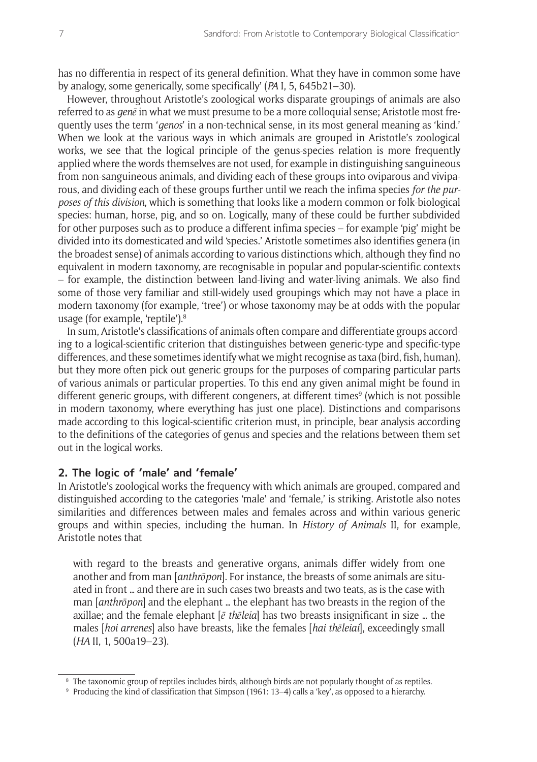has no differentia in respect of its general definition. What they have in common some have by analogy, some generically, some specifically' (*PA* I, 5, 645b21–30).

However, throughout Aristotle's zoological works disparate groupings of animals are also referred to as *genē* in what we must presume to be a more colloquial sense; Aristotle most frequently uses the term '*genos*' in a non-technical sense, in its most general meaning as 'kind.' When we look at the various ways in which animals are grouped in Aristotle's zoological works, we see that the logical principle of the genus-species relation is more frequently applied where the words themselves are not used, for example in distinguishing sanguineous from non-sanguineous animals, and dividing each of these groups into oviparous and viviparous, and dividing each of these groups further until we reach the infima species *for the purposes of this division*, which is something that looks like a modern common or folk-biological species: human, horse, pig, and so on. Logically, many of these could be further subdivided for other purposes such as to produce a different infima species – for example 'pig' might be divided into its domesticated and wild 'species.' Aristotle sometimes also identifies genera (in the broadest sense) of animals according to various distinctions which, although they find no equivalent in modern taxonomy, are recognisable in popular and popular-scientific contexts – for example, the distinction between land-living and water-living animals. We also find some of those very familiar and still-widely used groupings which may not have a place in modern taxonomy (for example, 'tree') or whose taxonomy may be at odds with the popular usage (for example, 'reptile').[8]

In sum, Aristotle's classifications of animals often compare and differentiate groups according to a logical-scientific criterion that distinguishes between generic-type and specific-type differences, and these sometimes identify what we might recognise as taxa (bird, fish, human), but they more often pick out generic groups for the purposes of comparing particular parts of various animals or particular properties. To this end any given animal might be found in different generic groups, with different congeners, at different times[9] (which is not possible in modern taxonomy, where everything has just one place). Distinctions and comparisons made according to this logical-scientific criterion must, in principle, bear analysis according to the definitions of the categories of genus and species and the relations between them set out in the logical works.

## 2. The logic of 'male' and 'female'

In Aristotle's zoological works the frequency with which animals are grouped, compared and distinguished according to the categories 'male' and 'female,' is striking. Aristotle also notes similarities and differences between males and females across and within various generic groups and within species, including the human. In *History of Animals* II, for example, Aristotle notes that

> with regard to the breasts and generative organs, animals differ widely from one another and from man [*anthrōpon*]. For instance, the breasts of some animals are situated in front … and there are in such cases two breasts and two teats, as is the case with man [*anthrōpon*] and the elephant … the elephant has two breasts in the region of the axillae; and the female elephant [*ē thēleia*] has two breasts insignificant in size … the males [*hoi arrenes*] also have breasts, like the females [*hai thēleiai*], exceedingly small (*HA* II, 1, 500a19–23).

---

[8] The taxonomic group of reptiles includes birds, although birds are not popularly thought of as reptiles.

[9] Producing the kind of classification that Simpson (1961: 13–4) calls a 'key', as opposed to a hierarchy.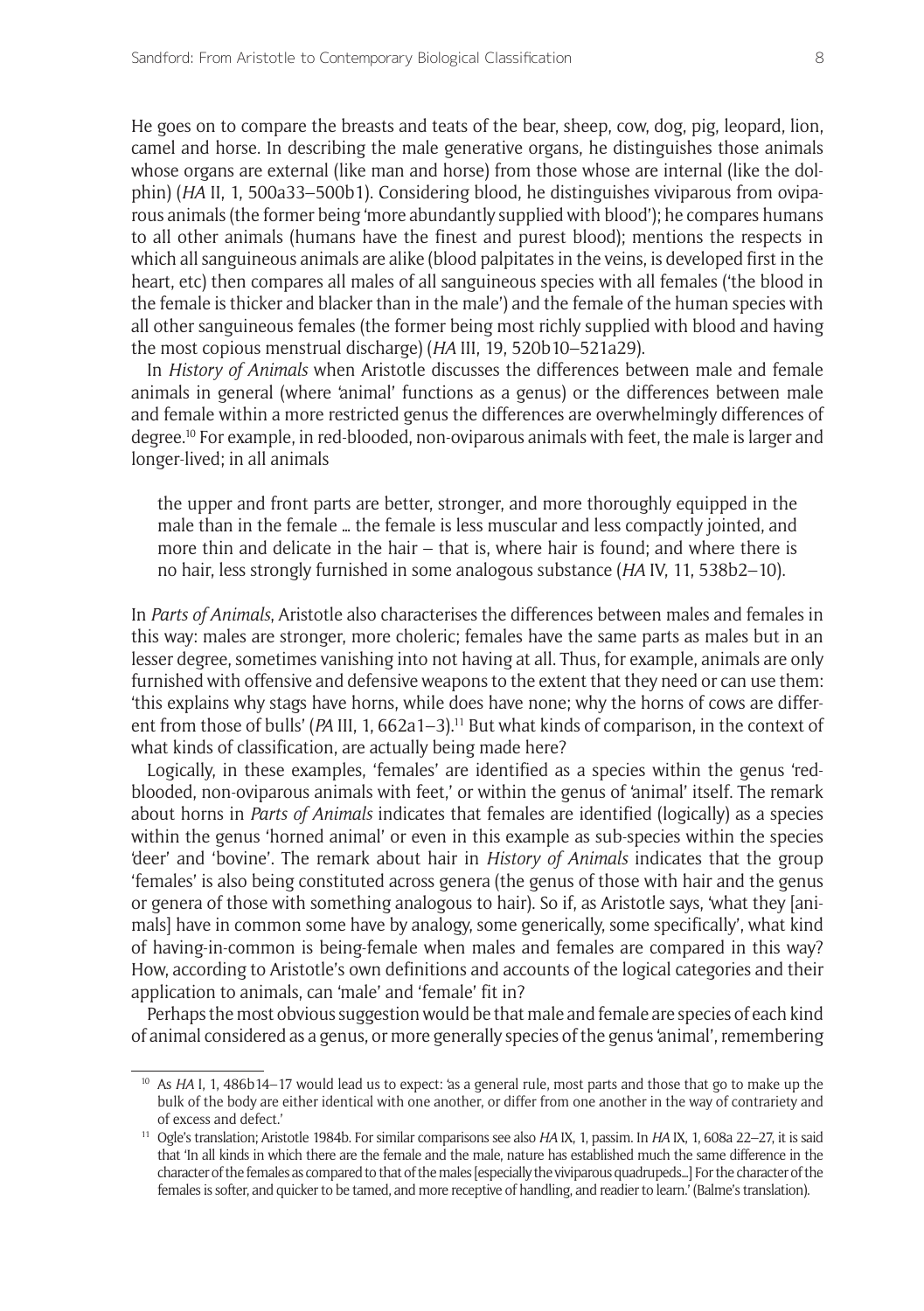He goes on to compare the breasts and teats of the bear, sheep, cow, dog, pig, leopard, lion, camel and horse. In describing the male generative organs, he distinguishes those animals whose organs are external (like man and horse) from those whose are internal (like the dolphin) (*HA* II, 1, 500a33–500b1). Considering blood, he distinguishes viviparous from oviparous animals (the former being 'more abundantly supplied with blood'); he compares humans to all other animals (humans have the finest and purest blood); mentions the respects in which all sanguineous animals are alike (blood palpitates in the veins, is developed first in the heart, etc) then compares all males of all sanguineous species with all females ('the blood in the female is thicker and blacker than in the male') and the female of the human species with all other sanguineous females (the former being most richly supplied with blood and having the most copious menstrual discharge) (*HA* III, 19, 520b10–521a29).

In *History of Animals* when Aristotle discusses the differences between male and female animals in general (where 'animal' functions as a genus) or the differences between male and female within a more restricted genus the differences are overwhelmingly differences of degree.[10] For example, in red-blooded, non-oviparous animals with feet, the male is larger and longer-lived; in all animals

> the upper and front parts are better, stronger, and more thoroughly equipped in the male than in the female … the female is less muscular and less compactly jointed, and more thin and delicate in the hair – that is, where hair is found; and where there is no hair, less strongly furnished in some analogous substance (*HA* IV, 11, 538b2–10).

In *Parts of Animals*, Aristotle also characterises the differences between males and females in this way: males are stronger, more choleric; females have the same parts as males but in an lesser degree, sometimes vanishing into not having at all. Thus, for example, animals are only furnished with offensive and defensive weapons to the extent that they need or can use them: 'this explains why stags have horns, while does have none; why the horns of cows are different from those of bulls' (*PA* III, 1, 662a1–3).[11] But what kinds of comparison, in the context of what kinds of classification, are actually being made here?

Logically, in these examples, 'females' are identified as a species within the genus 'red-blooded, non-oviparous animals with feet,' or within the genus of 'animal' itself. The remark about horns in *Parts of Animals* indicates that females are identified (logically) as a species within the genus 'horned animal' or even in this example as sub-species within the species 'deer' and 'bovine'. The remark about hair in *History of Animals* indicates that the group 'females' is also being constituted across genera (the genus of those with hair and the genus or genera of those with something analogous to hair). So if, as Aristotle says, 'what they [animals] have in common some have by analogy, some generically, some specifically', what kind of having-in-common is being-female when males and females are compared in this way? How, according to Aristotle's own definitions and accounts of the logical categories and their application to animals, can 'male' and 'female' fit in?

Perhaps the most obvious suggestion would be that male and female are species of each kind of animal considered as a genus, or more generally species of the genus 'animal', remembering

[10] As *HA* I, 1, 486b14–17 would lead us to expect: 'as a general rule, most parts and those that go to make up the bulk of the body are either identical with one another, or differ from one another in the way of contrariety and of excess and defect.'

[11] Ogle's translation; Aristotle 1984b. For similar comparisons see also *HA* IX, 1, passim. In *HA* IX, 1, 608a 22–27, it is said that 'In all kinds in which there are the female and the male, nature has established much the same difference in the character of the females as compared to that of the males [especially the viviparous quadrupeds…] For the character of the females is softer, and quicker to be tamed, and more receptive of handling, and readier to learn.' (Balme's translation).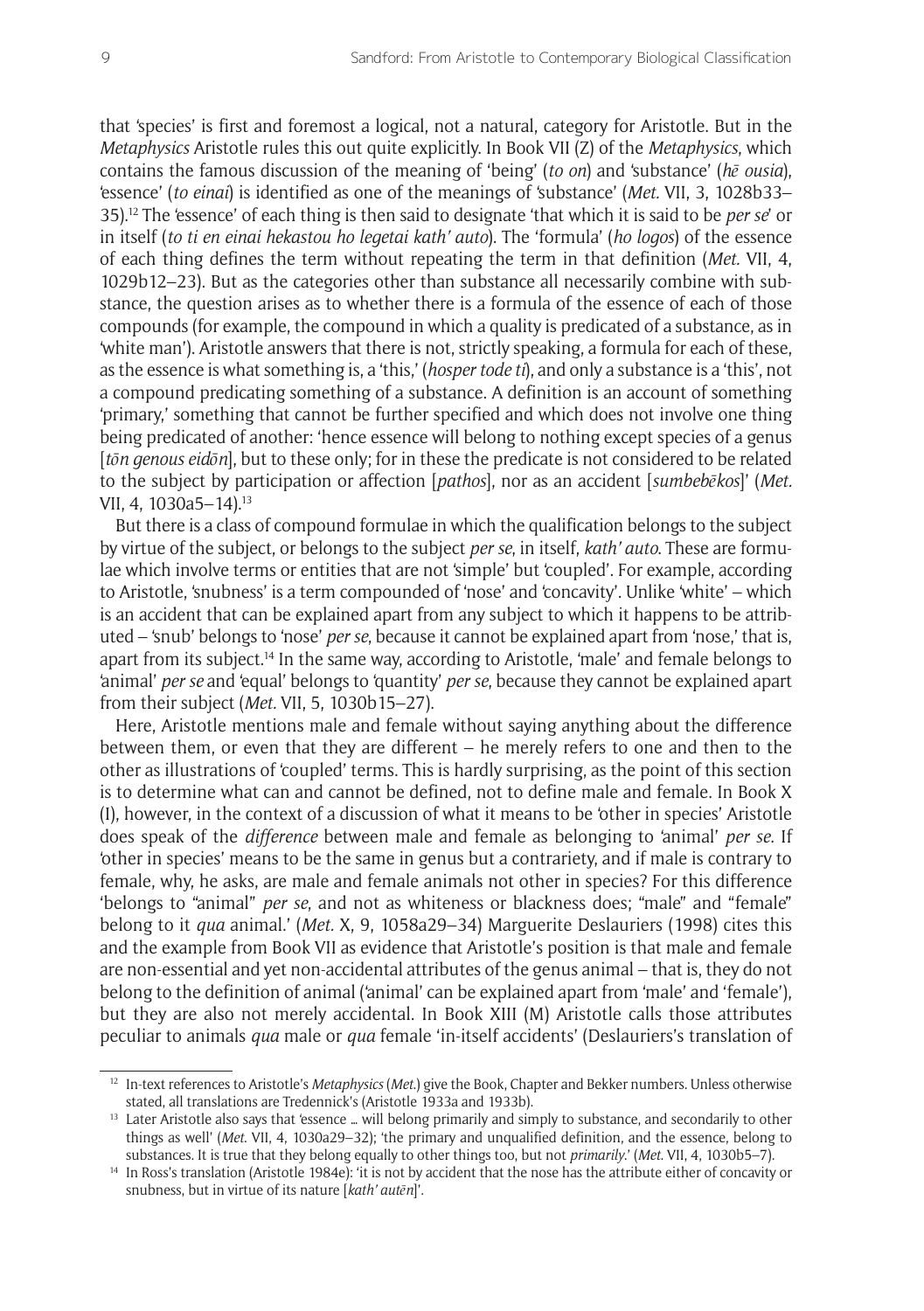that 'species' is first and foremost a logical, not a natural, category for Aristotle. But in the *Metaphysics* Aristotle rules this out quite explicitly. In Book VII (Z) of the *Metaphysics*, which contains the famous discussion of the meaning of 'being' (*to on*) and 'substance' (*hē ousia*), 'essence' (*to einai*) is identified as one of the meanings of 'substance' (*Met.* VII, 3, 1028b33–35).[12] The 'essence' of each thing is then said to designate 'that which it is said to be *per se*' or in itself (*to ti en einai hekastou ho legetai kath' auto*). The 'formula' (*ho logos*) of the essence of each thing defines the term without repeating the term in that definition (*Met.* VII, 4, 1029b12–23). But as the categories other than substance all necessarily combine with substance, the question arises as to whether there is a formula of the essence of each of those compounds (for example, the compound in which a quality is predicated of a substance, as in 'white man'). Aristotle answers that there is not, strictly speaking, a formula for each of these, as the essence is what something is, a 'this,' (*hosper tode ti*), and only a substance is a 'this', not a compound predicating something of a substance. A definition is an account of something 'primary,' something that cannot be further specified and which does not involve one thing being predicated of another: 'hence essence will belong to nothing except species of a genus [*tōn genous eidōn*], but to these only; for in these the predicate is not considered to be related to the subject by participation or affection [*pathos*], nor as an accident [*sumbebēkos*]' (*Met.* VII, 4, 1030a5–14).[13]

But there is a class of compound formulae in which the qualification belongs to the subject by virtue of the subject, or belongs to the subject *per se*, in itself, *kath' auto*. These are formulae which involve terms or entities that are not 'simple' but 'coupled'. For example, according to Aristotle, 'snubness' is a term compounded of 'nose' and 'concavity'. Unlike 'white' – which is an accident that can be explained apart from any subject to which it happens to be attributed – 'snub' belongs to 'nose' *per se*, because it cannot be explained apart from 'nose,' that is, apart from its subject.[14] In the same way, according to Aristotle, 'male' and female belongs to 'animal' *per se* and 'equal' belongs to 'quantity' *per se*, because they cannot be explained apart from their subject (*Met.* VII, 5, 1030b15–27).

Here, Aristotle mentions male and female without saying anything about the difference between them, or even that they are different – he merely refers to one and then to the other as illustrations of 'coupled' terms. This is hardly surprising, as the point of this section is to determine what can and cannot be defined, not to define male and female. In Book X (I), however, in the context of a discussion of what it means to be 'other in species' Aristotle does speak of the *difference* between male and female as belonging to 'animal' *per se*. If 'other in species' means to be the same in genus but a contrariety, and if male is contrary to female, why, he asks, are male and female animals not other in species? For this difference 'belongs to "animal" *per se*, and not as whiteness or blackness does; "male" and "female" belong to it *qua* animal.' (*Met.* X, 9, 1058a29–34) Marguerite Deslauriers (1998) cites this and the example from Book VII as evidence that Aristotle's position is that male and female are non-essential and yet non-accidental attributes of the genus animal – that is, they do not belong to the definition of animal ('animal' can be explained apart from 'male' and 'female'), but they are also not merely accidental. In Book XIII (M) Aristotle calls those attributes peculiar to animals *qua* male or *qua* female 'in-itself accidents' (Deslauriers's translation of

---

[12] In-text references to Aristotle's *Metaphysics* (*Met.*) give the Book, Chapter and Bekker numbers. Unless otherwise stated, all translations are Tredennick's (Aristotle 1933a and 1933b).

[13] Later Aristotle also says that 'essence … will belong primarily and simply to substance, and secondarily to other things as well' (*Met.* VII, 4, 1030a29–32); 'the primary and unqualified definition, and the essence, belong to substances. It is true that they belong equally to other things too, but not *primarily*.' (*Met.* VII, 4, 1030b5–7).

[14] In Ross's translation (Aristotle 1984e): 'it is not by accident that the nose has the attribute either of concavity or snubness, but in virtue of its nature [*kath' autēn*]'.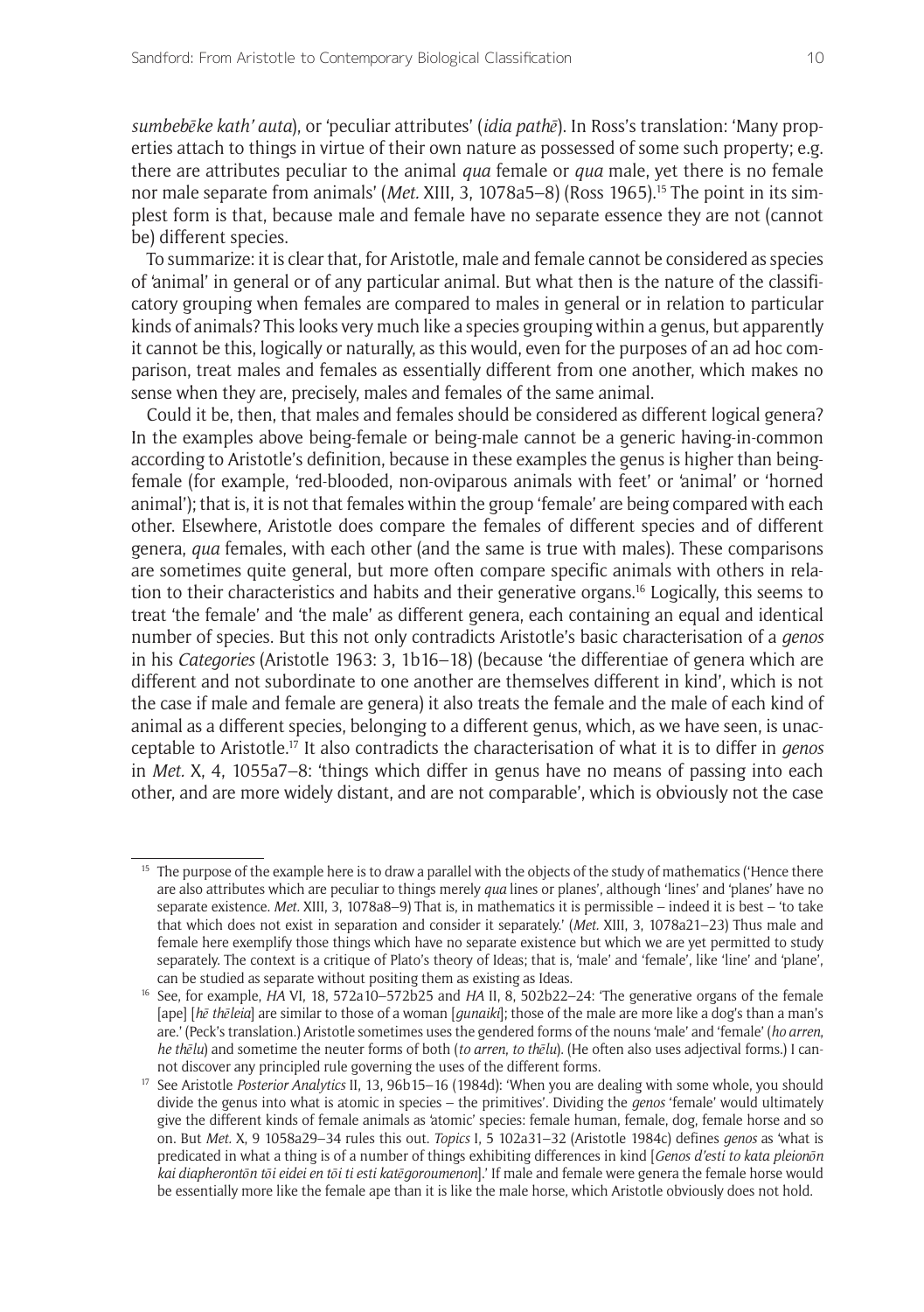*sumbebēke kath' auta*), or 'peculiar attributes' (*idia pathē*). In Ross's translation: 'Many properties attach to things in virtue of their own nature as possessed of some such property; e.g. there are attributes peculiar to the animal *qua* female or *qua* male, yet there is no female nor male separate from animals' (*Met.* XIII, 3, 1078a5–8) (Ross 1965).[15] The point in its simplest form is that, because male and female have no separate essence they are not (cannot be) different species.

To summarize: it is clear that, for Aristotle, male and female cannot be considered as species of 'animal' in general or of any particular animal. But what then is the nature of the classificatory grouping when females are compared to males in general or in relation to particular kinds of animals? This looks very much like a species grouping within a genus, but apparently it cannot be this, logically or naturally, as this would, even for the purposes of an ad hoc comparison, treat males and females as essentially different from one another, which makes no sense when they are, precisely, males and females of the same animal.

Could it be, then, that males and females should be considered as different logical genera? In the examples above being-female or being-male cannot be a generic having-in-common according to Aristotle's definition, because in these examples the genus is higher than being-female (for example, 'red-blooded, non-oviparous animals with feet' or 'animal' or 'horned animal'); that is, it is not that females within the group 'female' are being compared with each other. Elsewhere, Aristotle does compare the females of different species and of different genera, *qua* females, with each other (and the same is true with males). These comparisons are sometimes quite general, but more often compare specific animals with others in relation to their characteristics and habits and their generative organs.[16] Logically, this seems to treat 'the female' and 'the male' as different genera, each containing an equal and identical number of species. But this not only contradicts Aristotle's basic characterisation of a *genos* in his *Categories* (Aristotle 1963: 3, 1b16–18) (because 'the differentiae of genera which are different and not subordinate to one another are themselves different in kind', which is not the case if male and female are genera) it also treats the female and the male of each kind of animal as a different species, belonging to a different genus, which, as we have seen, is unacceptable to Aristotle.[17] It also contradicts the characterisation of what it is to differ in *genos* in *Met.* X, 4, 1055a7–8: 'things which differ in genus have no means of passing into each other, and are more widely distant, and are not comparable', which is obviously not the case

---

[15] The purpose of the example here is to draw a parallel with the objects of the study of mathematics ('Hence there are also attributes which are peculiar to things merely *qua* lines or planes', although 'lines' and 'planes' have no separate existence. *Met.* XIII, 3, 1078a8–9) That is, in mathematics it is permissible – indeed it is best – 'to take that which does not exist in separation and consider it separately.' (*Met.* XIII, 3, 1078a21–23) Thus male and female here exemplify those things which have no separate existence but which we are yet permitted to study separately. The context is a critique of Plato's theory of Ideas; that is, 'male' and 'female', like 'line' and 'plane', can be studied as separate without positing them as existing as Ideas.

[16] See, for example, *HA* VI, 18, 572a10–572b25 and *HA* II, 8, 502b22–24: 'The generative organs of the female [ape] [*hē thēleia*] are similar to those of a woman [*gunaiki*]; those of the male are more like a dog's than a man's are.' (Peck's translation.) Aristotle sometimes uses the gendered forms of the nouns 'male' and 'female' (*ho arren*, *he thēlu*) and sometime the neuter forms of both (*to arren*, *to thēlu*). (He often also uses adjectival forms.) I cannot discover any principled rule governing the uses of the different forms.

[17] See Aristotle *Posterior Analytics* II, 13, 96b15–16 (1984d): 'When you are dealing with some whole, you should divide the genus into what is atomic in species – the primitives'. Dividing the *genos* 'female' would ultimately give the different kinds of female animals as 'atomic' species: female human, female, dog, female horse and so on. But *Met.* X, 9 1058a29–34 rules this out. *Topics* I, 5 102a31–32 (Aristotle 1984c) defines *genos* as 'what is predicated in what a thing is of a number of things exhibiting differences in kind [*Genos d'esti to kata pleionōn kai diapherontōn tōi eidei en tōi ti esti katēgoroumenon*].' If male and female were genera the female horse would be essentially more like the female ape than it is like the male horse, which Aristotle obviously does not hold.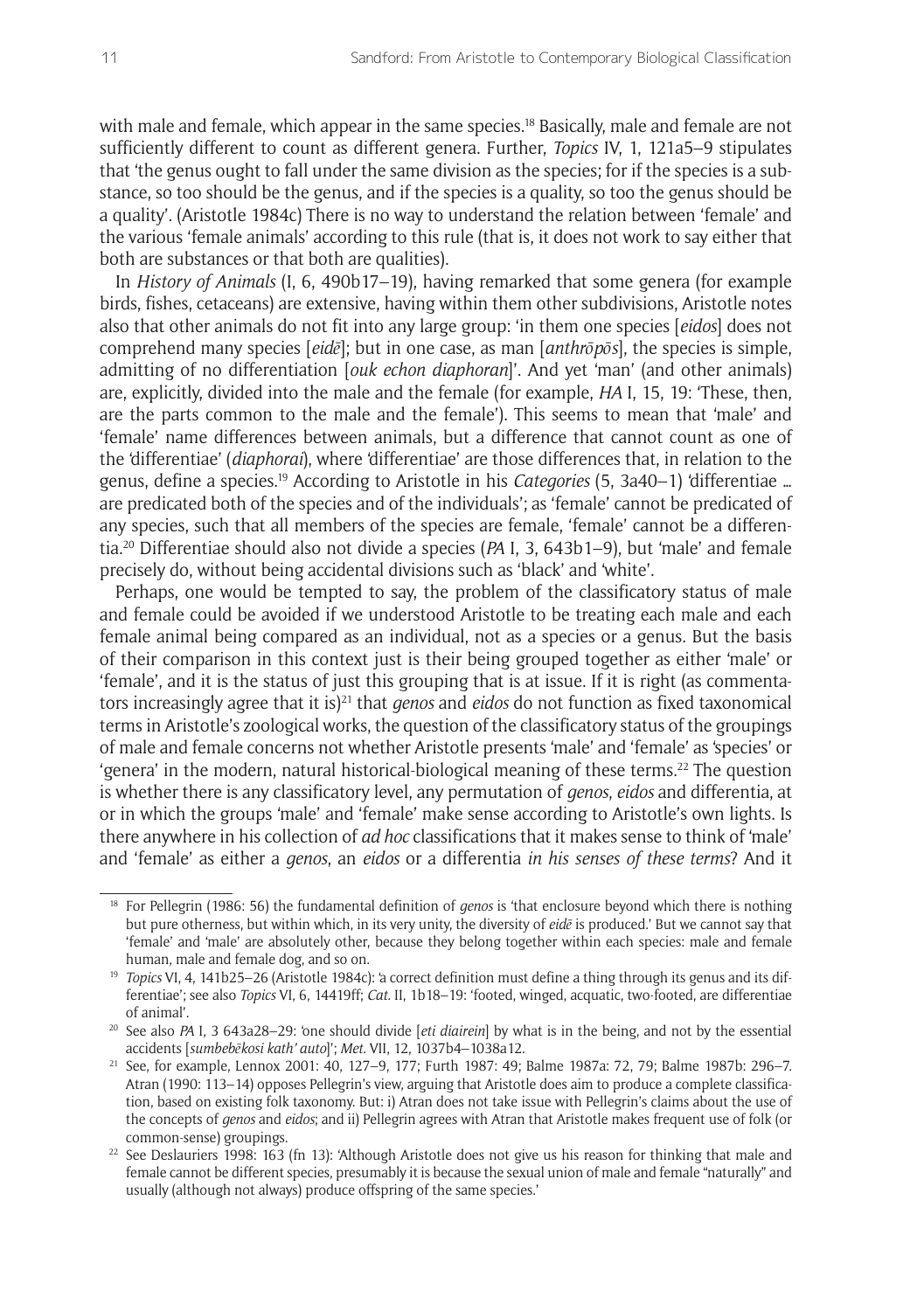with male and female, which appear in the same species.[18] Basically, male and female are not sufficiently different to count as different genera. Further, *Topics* IV, 1, 121a5–9 stipulates that 'the genus ought to fall under the same division as the species; for if the species is a substance, so too should be the genus, and if the species is a quality, so too the genus should be a quality'. (Aristotle 1984c) There is no way to understand the relation between 'female' and the various 'female animals' according to this rule (that is, it does not work to say either that both are substances or that both are qualities).

In *History of Animals* (I, 6, 490b17–19), having remarked that some genera (for example birds, fishes, cetaceans) are extensive, having within them other subdivisions, Aristotle notes also that other animals do not fit into any large group: 'in them one species [*eidos*] does not comprehend many species [*eidē*]; but in one case, as man [*anthrōpōs*], the species is simple, admitting of no differentiation [*ouk echon diaphoran*]'. And yet 'man' (and other animals) are, explicitly, divided into the male and the female (for example, *HA* I, 15, 19: 'These, then, are the parts common to the male and the female'). This seems to mean that 'male' and 'female' name differences between animals, but a difference that cannot count as one of the 'differentiae' (*diaphorai*), where 'differentiae' are those differences that, in relation to the genus, define a species.[19] According to Aristotle in his *Categories* (5, 3a40–1) 'differentiae … are predicated both of the species and of the individuals'; as 'female' cannot be predicated of any species, such that all members of the species are female, 'female' cannot be a differentia.[20] Differentiae should also not divide a species (*PA* I, 3, 643b1–9), but 'male' and female precisely do, without being accidental divisions such as 'black' and 'white'.

Perhaps, one would be tempted to say, the problem of the classificatory status of male and female could be avoided if we understood Aristotle to be treating each male and each female animal being compared as an individual, not as a species or a genus. But the basis of their comparison in this context just is their being grouped together as either 'male' or 'female', and it is the status of just this grouping that is at issue. If it is right (as commentators increasingly agree that it is)[21] that *genos* and *eidos* do not function as fixed taxonomical terms in Aristotle's zoological works, the question of the classificatory status of the groupings of male and female concerns not whether Aristotle presents 'male' and 'female' as 'species' or 'genera' in the modern, natural historical-biological meaning of these terms.[22] The question is whether there is any classificatory level, any permutation of *genos*, *eidos* and differentia, at or in which the groups 'male' and 'female' make sense according to Aristotle's own lights. Is there anywhere in his collection of *ad hoc* classifications that it makes sense to think of 'male' and 'female' as either a *genos*, an *eidos* or a differentia *in his senses of these terms*? And it

---

[18] For Pellegrin (1986: 56) the fundamental definition of *genos* is 'that enclosure beyond which there is nothing but pure otherness, but within which, in its very unity, the diversity of *eidē* is produced.' But we cannot say that 'female' and 'male' are absolutely other, because they belong together within each species: male and female human, male and female dog, and so on.

[19] *Topics* VI, 4, 141b25–26 (Aristotle 1984c): 'a correct definition must define a thing through its genus and its differentiae'; see also *Topics* VI, 6, 14419ff; *Cat.* II, 1b18–19: 'footed, winged, acquatic, two-footed, are differentiae of animal'.

[20] See also *PA* I, 3 643a28–29: 'one should divide [*eti diairein*] by what is in the being, and not by the essential accidents [*sumbebēkosi kath' auto*]'; *Met.* VII, 12, 1037b4–1038a12.

[21] See, for example, Lennox 2001: 40, 127–9, 177; Furth 1987: 49; Balme 1987a: 72, 79; Balme 1987b: 296–7. Atran (1990: 113–14) opposes Pellegrin's view, arguing that Aristotle does aim to produce a complete classification, based on existing folk taxonomy. But: i) Atran does not take issue with Pellegrin's claims about the use of the concepts of *genos* and *eidos*; and ii) Pellegrin agrees with Atran that Aristotle makes frequent use of folk (or common-sense) groupings.

[22] See Deslauriers 1998: 163 (fn 13): 'Although Aristotle does not give us his reason for thinking that male and female cannot be different species, presumably it is because the sexual union of male and female "naturally" and usually (although not always) produce offspring of the same species.'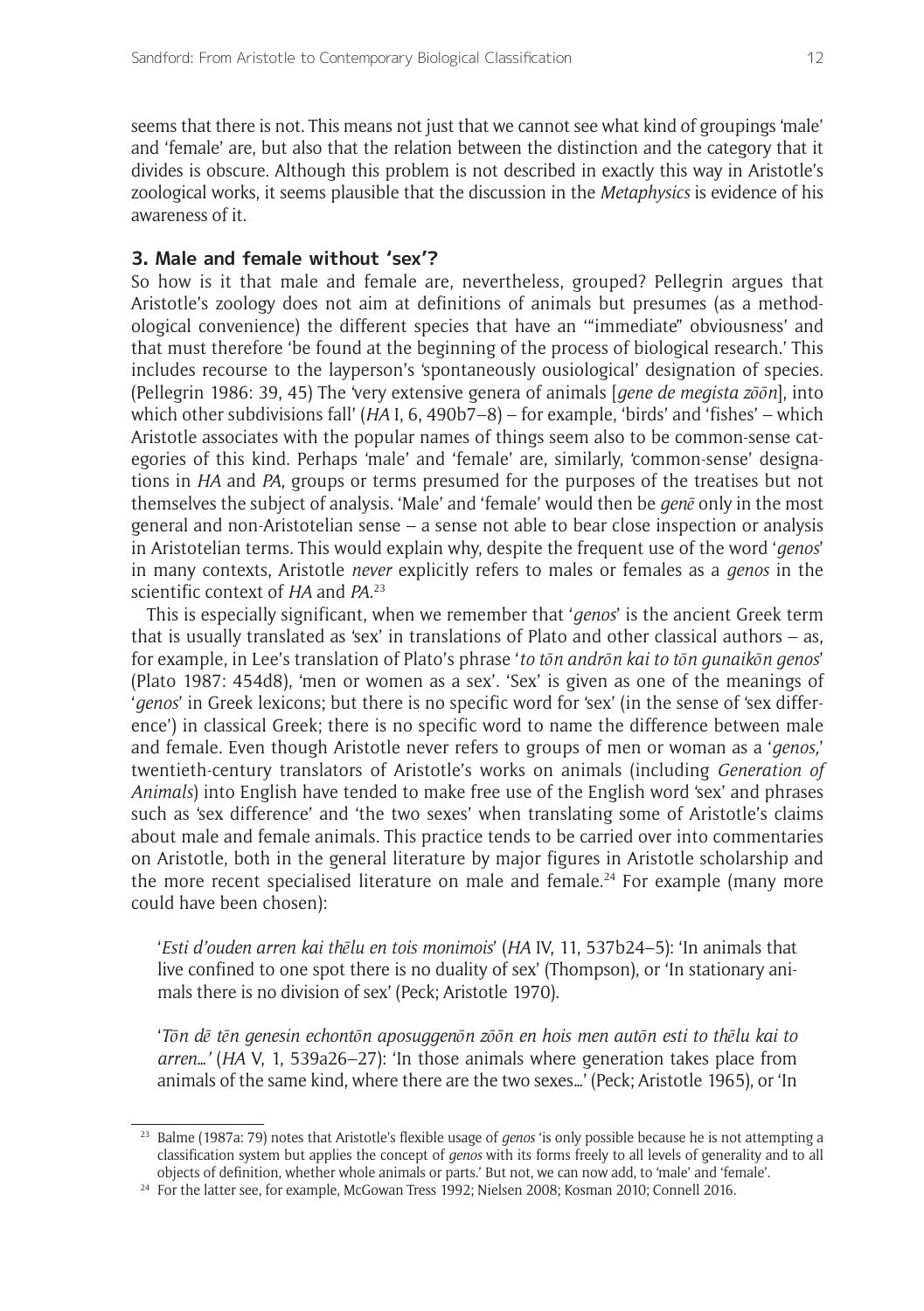seems that there is not. This means not just that we cannot see what kind of groupings 'male' and 'female' are, but also that the relation between the distinction and the category that it divides is obscure. Although this problem is not described in exactly this way in Aristotle's zoological works, it seems plausible that the discussion in the *Metaphysics* is evidence of his awareness of it.

### 3. Male and female without 'sex'?

So how is it that male and female are, nevertheless, grouped? Pellegrin argues that Aristotle's zoology does not aim at definitions of animals but presumes (as a methodological convenience) the different species that have an '"immediate" obviousness' and that must therefore 'be found at the beginning of the process of biological research.' This includes recourse to the layperson's 'spontaneously ousiological' designation of species. (Pellegrin 1986: 39, 45) The 'very extensive genera of animals [*gene de megista zōōn*], into which other subdivisions fall' (*HA* I, 6, 490b7–8) – for example, 'birds' and 'fishes' – which Aristotle associates with the popular names of things seem also to be common-sense categories of this kind. Perhaps 'male' and 'female' are, similarly, 'common-sense' designations in *HA* and *PA*, groups or terms presumed for the purposes of the treatises but not themselves the subject of analysis. 'Male' and 'female' would then be *genē* only in the most general and non-Aristotelian sense – a sense not able to bear close inspection or analysis in Aristotelian terms. This would explain why, despite the frequent use of the word '*genos*' in many contexts, Aristotle *never* explicitly refers to males or females as a *genos* in the scientific context of *HA* and *PA*.[23]

This is especially significant, when we remember that '*genos*' is the ancient Greek term that is usually translated as 'sex' in translations of Plato and other classical authors – as, for example, in Lee's translation of Plato's phrase '*to tōn andrōn kai to tōn gunaikōn genos*' (Plato 1987: 454d8), 'men or women as a sex'. 'Sex' is given as one of the meanings of '*genos*' in Greek lexicons; but there is no specific word for 'sex' (in the sense of 'sex difference') in classical Greek; there is no specific word to name the difference between male and female. Even though Aristotle never refers to groups of men or woman as a '*genos*,' twentieth-century translators of Aristotle's works on animals (including *Generation of Animals*) into English have tended to make free use of the English word 'sex' and phrases such as 'sex difference' and 'the two sexes' when translating some of Aristotle's claims about male and female animals. This practice tends to be carried over into commentaries on Aristotle, both in the general literature by major figures in Aristotle scholarship and the more recent specialised literature on male and female.[24] For example (many more could have been chosen):

> '*Esti d'ouden arren kai thēlu en tois monimois*' (*HA* IV, 11, 537b24–5): 'In animals that live confined to one spot there is no duality of sex' (Thompson), or 'In stationary animals there is no division of sex' (Peck; Aristotle 1970).

> '*Tōn dē tēn genesin echontōn aposuggenōn zōōn en hois men autōn esti to thēlu kai to arren...*' (*HA* V, 1, 539a26–27): 'In those animals where generation takes place from animals of the same kind, where there are the two sexes...' (Peck; Aristotle 1965), or 'In

[23] Balme (1987a: 79) notes that Aristotle's flexible usage of *genos* 'is only possible because he is not attempting a classification system but applies the concept of *genos* with its forms freely to all levels of generality and to all objects of definition, whether whole animals or parts.' But not, we can now add, to 'male' and 'female'.

[24] For the latter see, for example, McGowan Tress 1992; Nielsen 2008; Kosman 2010; Connell 2016.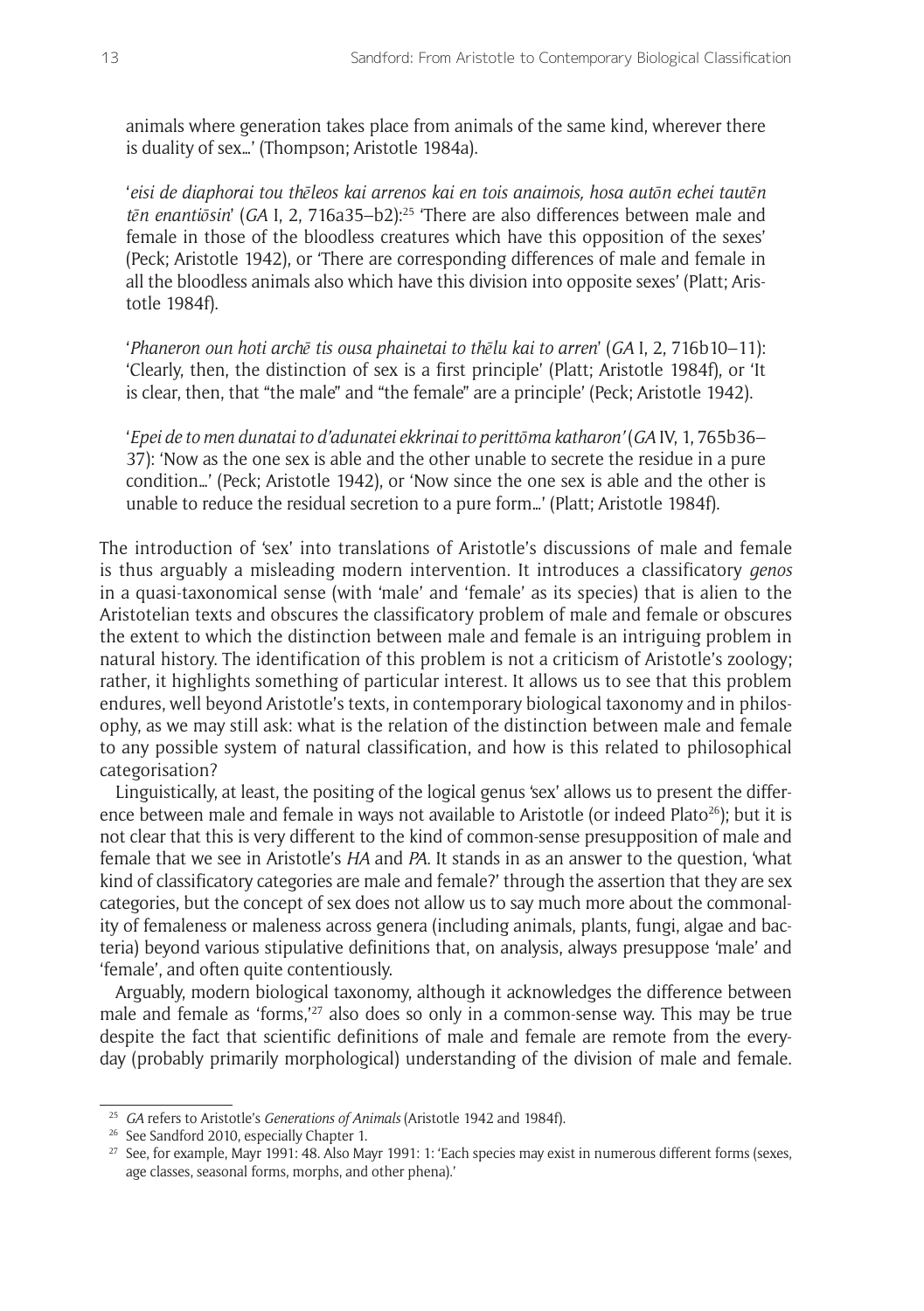animals where generation takes place from animals of the same kind, wherever there is duality of sex...' (Thompson; Aristotle 1984a).

'*eisi de diaphorai tou thēleos kai arrenos kai en tois anaimois, hosa autōn echei tautēn tēn enantiōsin*' (*GA* I, 2, 716a35–b2):[25] 'There are also differences between male and female in those of the bloodless creatures which have this opposition of the sexes' (Peck; Aristotle 1942), or 'There are corresponding differences of male and female in all the bloodless animals also which have this division into opposite sexes' (Platt; Aristotle 1984f).

'*Phaneron oun hoti archē tis ousa phainetai to thēlu kai to arren*' (*GA* I, 2, 716b10–11): 'Clearly, then, the distinction of sex is a first principle' (Platt; Aristotle 1984f), or 'It is clear, then, that "the male" and "the female" are a principle' (Peck; Aristotle 1942).

'*Epei de to men dunatai to d'adunatei ekkrinai to perittōma katharon'* (*GA* IV, 1, 765b36–37): 'Now as the one sex is able and the other unable to secrete the residue in a pure condition...' (Peck; Aristotle 1942), or 'Now since the one sex is able and the other is unable to reduce the residual secretion to a pure form...' (Platt; Aristotle 1984f).

The introduction of 'sex' into translations of Aristotle's discussions of male and female is thus arguably a misleading modern intervention. It introduces a classificatory *genos* in a quasi-taxonomical sense (with 'male' and 'female' as its species) that is alien to the Aristotelian texts and obscures the classificatory problem of male and female or obscures the extent to which the distinction between male and female is an intriguing problem in natural history. The identification of this problem is not a criticism of Aristotle's zoology; rather, it highlights something of particular interest. It allows us to see that this problem endures, well beyond Aristotle's texts, in contemporary biological taxonomy and in philosophy, as we may still ask: what is the relation of the distinction between male and female to any possible system of natural classification, and how is this related to philosophical categorisation?

Linguistically, at least, the positing of the logical genus 'sex' allows us to present the difference between male and female in ways not available to Aristotle (or indeed Plato[26]); but it is not clear that this is very different to the kind of common-sense presupposition of male and female that we see in Aristotle's *HA* and *PA*. It stands in as an answer to the question, 'what kind of classificatory categories are male and female?' through the assertion that they are sex categories, but the concept of sex does not allow us to say much more about the commonality of femaleness or maleness across genera (including animals, plants, fungi, algae and bacteria) beyond various stipulative definitions that, on analysis, always presuppose 'male' and 'female', and often quite contentiously.

Arguably, modern biological taxonomy, although it acknowledges the difference between male and female as 'forms,'[27] also does so only in a common-sense way. This may be true despite the fact that scientific definitions of male and female are remote from the everyday (probably primarily morphological) understanding of the division of male and female.

[25] *GA* refers to Aristotle's *Generations of Animals* (Aristotle 1942 and 1984f).

[26] See Sandford 2010, especially Chapter 1.

[27] See, for example, Mayr 1991: 48. Also Mayr 1991: 1: 'Each species may exist in numerous different forms (sexes, age classes, seasonal forms, morphs, and other phena).'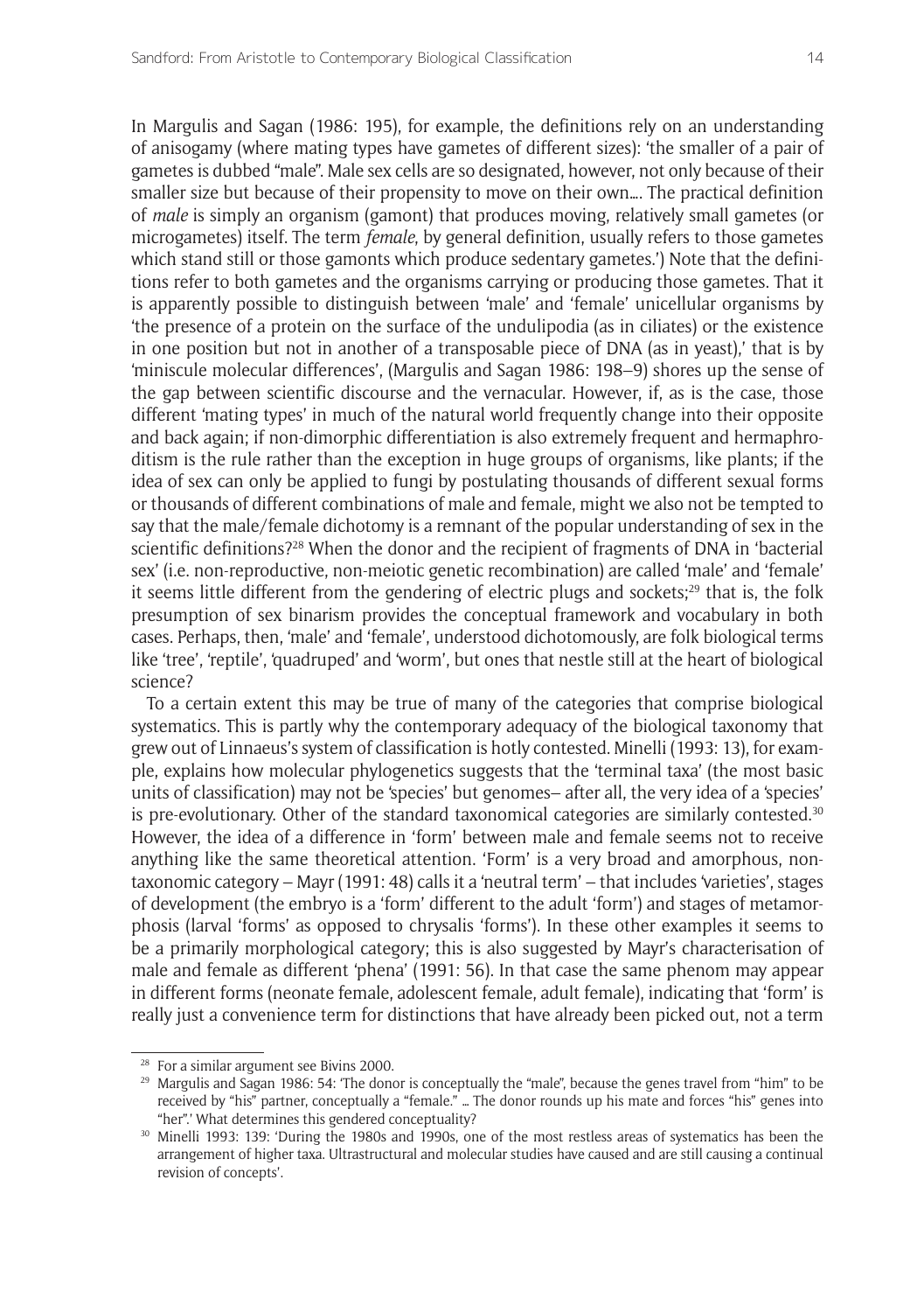In Margulis and Sagan (1986: 195), for example, the definitions rely on an understanding of anisogamy (where mating types have gametes of different sizes): 'the smaller of a pair of gametes is dubbed "male". Male sex cells are so designated, however, not only because of their smaller size but because of their propensity to move on their own.... The practical definition of *male* is simply an organism (gamont) that produces moving, relatively small gametes (or microgametes) itself. The term *female*, by general definition, usually refers to those gametes which stand still or those gamonts which produce sedentary gametes.') Note that the definitions refer to both gametes and the organisms carrying or producing those gametes. That it is apparently possible to distinguish between 'male' and 'female' unicellular organisms by 'the presence of a protein on the surface of the undulipodia (as in ciliates) or the existence in one position but not in another of a transposable piece of DNA (as in yeast),' that is by 'miniscule molecular differences', (Margulis and Sagan 1986: 198–9) shores up the sense of the gap between scientific discourse and the vernacular. However, if, as is the case, those different 'mating types' in much of the natural world frequently change into their opposite and back again; if non-dimorphic differentiation is also extremely frequent and hermaphroditism is the rule rather than the exception in huge groups of organisms, like plants; if the idea of sex can only be applied to fungi by postulating thousands of different sexual forms or thousands of different combinations of male and female, might we also not be tempted to say that the male/female dichotomy is a remnant of the popular understanding of sex in the scientific definitions?[28] When the donor and the recipient of fragments of DNA in 'bacterial sex' (i.e. non-reproductive, non-meiotic genetic recombination) are called 'male' and 'female' it seems little different from the gendering of electric plugs and sockets;[29] that is, the folk presumption of sex binarism provides the conceptual framework and vocabulary in both cases. Perhaps, then, 'male' and 'female', understood dichotomously, are folk biological terms like 'tree', 'reptile', 'quadruped' and 'worm', but ones that nestle still at the heart of biological science?

To a certain extent this may be true of many of the categories that comprise biological systematics. This is partly why the contemporary adequacy of the biological taxonomy that grew out of Linnaeus's system of classification is hotly contested. Minelli (1993: 13), for example, explains how molecular phylogenetics suggests that the 'terminal taxa' (the most basic units of classification) may not be 'species' but genomes– after all, the very idea of a 'species' is pre-evolutionary. Other of the standard taxonomical categories are similarly contested.[30] However, the idea of a difference in 'form' between male and female seems not to receive anything like the same theoretical attention. 'Form' is a very broad and amorphous, non-taxonomic category – Mayr (1991: 48) calls it a 'neutral term' – that includes 'varieties', stages of development (the embryo is a 'form' different to the adult 'form') and stages of metamorphosis (larval 'forms' as opposed to chrysalis 'forms'). In these other examples it seems to be a primarily morphological category; this is also suggested by Mayr's characterisation of male and female as different 'phena' (1991: 56). In that case the same phenom may appear in different forms (neonate female, adolescent female, adult female), indicating that 'form' is really just a convenience term for distinctions that have already been picked out, not a term

---

[28] For a similar argument see Bivins 2000.

[29] Margulis and Sagan 1986: 54: 'The donor is conceptually the "male", because the genes travel from "him" to be received by "his" partner, conceptually a "female." ... The donor rounds up his mate and forces "his" genes into "her".' What determines this gendered conceptuality?

[30] Minelli 1993: 139: 'During the 1980s and 1990s, one of the most restless areas of systematics has been the arrangement of higher taxa. Ultrastructural and molecular studies have caused and are still causing a continual revision of concepts'.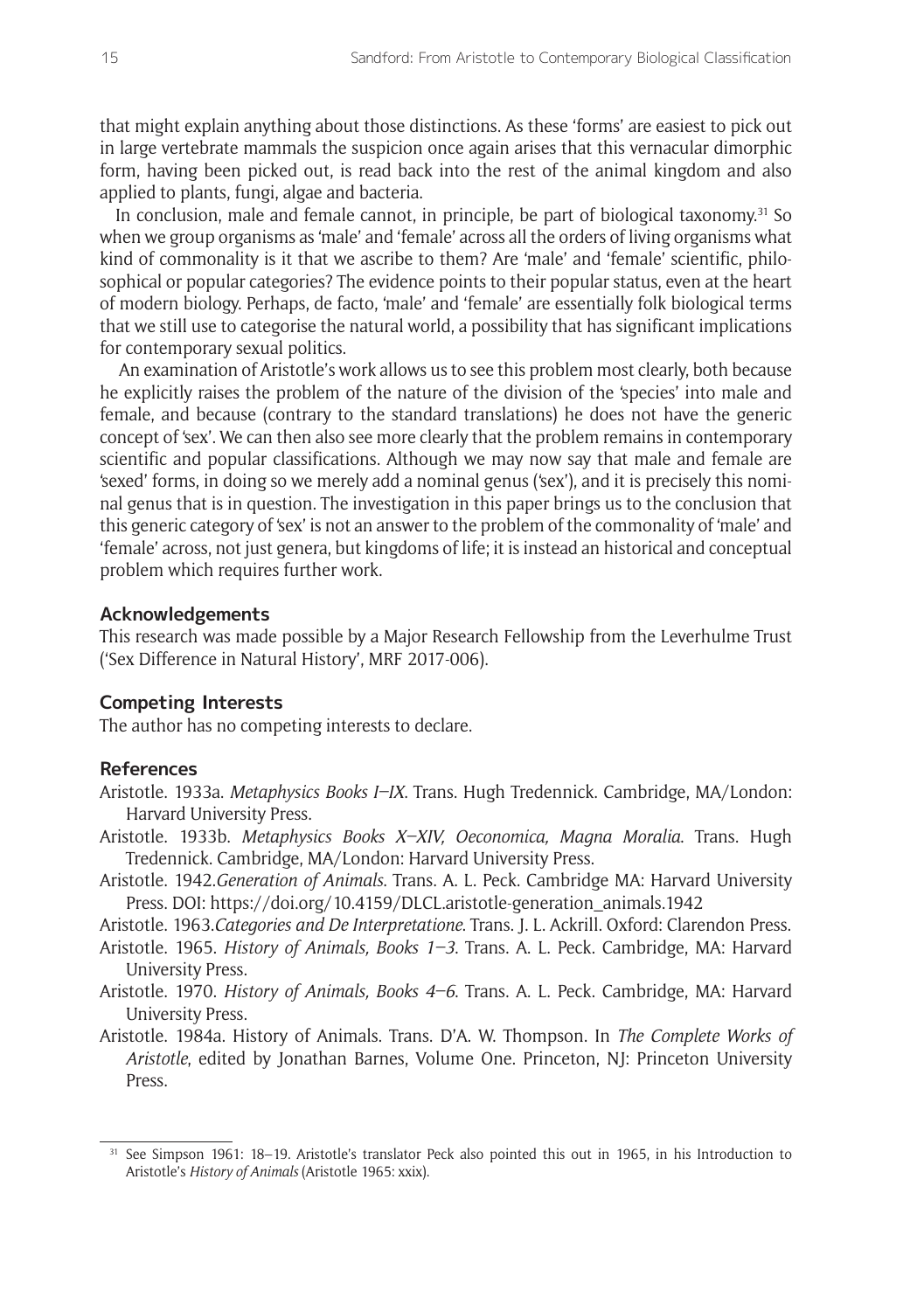that might explain anything about those distinctions. As these 'forms' are easiest to pick out in large vertebrate mammals the suspicion once again arises that this vernacular dimorphic form, having been picked out, is read back into the rest of the animal kingdom and also applied to plants, fungi, algae and bacteria.

In conclusion, male and female cannot, in principle, be part of biological taxonomy.[31] So when we group organisms as 'male' and 'female' across all the orders of living organisms what kind of commonality is it that we ascribe to them? Are 'male' and 'female' scientific, philosophical or popular categories? The evidence points to their popular status, even at the heart of modern biology. Perhaps, de facto, 'male' and 'female' are essentially folk biological terms that we still use to categorise the natural world, a possibility that has significant implications for contemporary sexual politics.

An examination of Aristotle's work allows us to see this problem most clearly, both because he explicitly raises the problem of the nature of the division of the 'species' into male and female, and because (contrary to the standard translations) he does not have the generic concept of 'sex'. We can then also see more clearly that the problem remains in contemporary scientific and popular classifications. Although we may now say that male and female are 'sexed' forms, in doing so we merely add a nominal genus ('sex'), and it is precisely this nominal genus that is in question. The investigation in this paper brings us to the conclusion that this generic category of 'sex' is not an answer to the problem of the commonality of 'male' and 'female' across, not just genera, but kingdoms of life; it is instead an historical and conceptual problem which requires further work.

## Acknowledgements

This research was made possible by a Major Research Fellowship from the Leverhulme Trust ('Sex Difference in Natural History', MRF 2017-006).

## Competing Interests

The author has no competing interests to declare.

## References

Aristotle. 1933a. *Metaphysics Books I–IX*. Trans. Hugh Tredennick. Cambridge, MA/London: Harvard University Press.

Aristotle. 1933b. *Metaphysics Books X–XIV, Oeconomica, Magna Moralia*. Trans. Hugh Tredennick. Cambridge, MA/London: Harvard University Press.

Aristotle. 1942.*Generation of Animals*. Trans. A. L. Peck. Cambridge MA: Harvard University Press. DOI: https://doi.org/10.4159/DLCL.aristotle-generation_animals.1942

Aristotle. 1963.*Categories and De Interpretatione*. Trans. J. L. Ackrill. Oxford: Clarendon Press.

Aristotle. 1965. *History of Animals, Books 1–3*. Trans. A. L. Peck. Cambridge, MA: Harvard University Press.

Aristotle. 1970. *History of Animals, Books 4–6*. Trans. A. L. Peck. Cambridge, MA: Harvard University Press.

Aristotle. 1984a. History of Animals. Trans. D'A. W. Thompson. In *The Complete Works of Aristotle*, edited by Jonathan Barnes, Volume One. Princeton, NJ: Princeton University Press.

---

[31] See Simpson 1961: 18–19. Aristotle's translator Peck also pointed this out in 1965, in his Introduction to Aristotle's *History of Animals* (Aristotle 1965: xxix).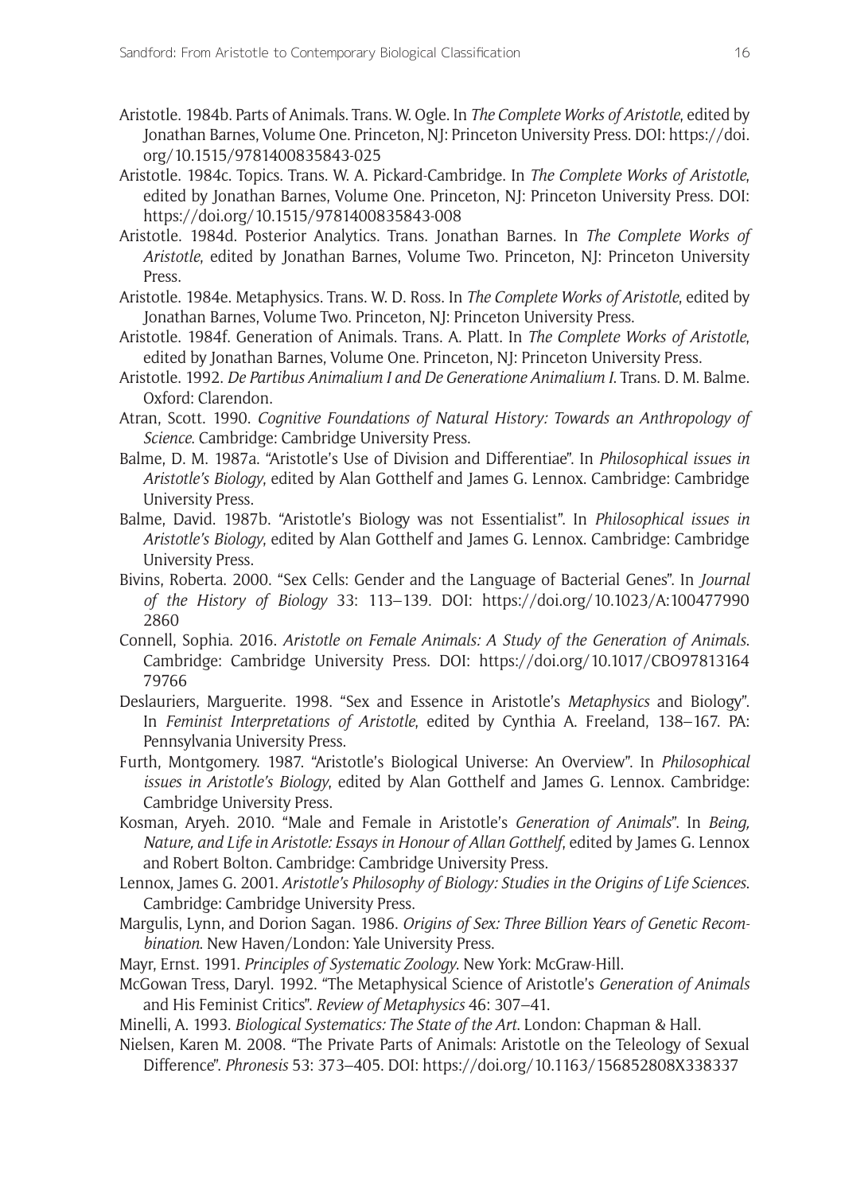Aristotle. 1984b. Parts of Animals. Trans. W. Ogle. In *The Complete Works of Aristotle*, edited by Jonathan Barnes, Volume One. Princeton, NJ: Princeton University Press. DOI: https://doi.org/10.1515/9781400835843-025

Aristotle. 1984c. Topics. Trans. W. A. Pickard-Cambridge. In *The Complete Works of Aristotle*, edited by Jonathan Barnes, Volume One. Princeton, NJ: Princeton University Press. DOI: https://doi.org/10.1515/9781400835843-008

Aristotle. 1984d. Posterior Analytics. Trans. Jonathan Barnes. In *The Complete Works of Aristotle*, edited by Jonathan Barnes, Volume Two. Princeton, NJ: Princeton University Press.

Aristotle. 1984e. Metaphysics. Trans. W. D. Ross. In *The Complete Works of Aristotle*, edited by Jonathan Barnes, Volume Two. Princeton, NJ: Princeton University Press.

Aristotle. 1984f. Generation of Animals. Trans. A. Platt. In *The Complete Works of Aristotle*, edited by Jonathan Barnes, Volume One. Princeton, NJ: Princeton University Press.

Aristotle. 1992. *De Partibus Animalium I and De Generatione Animalium I*. Trans. D. M. Balme. Oxford: Clarendon.

Atran, Scott. 1990. *Cognitive Foundations of Natural History: Towards an Anthropology of Science*. Cambridge: Cambridge University Press.

Balme, D. M. 1987a. "Aristotle's Use of Division and Differentiae". In *Philosophical issues in Aristotle's Biology*, edited by Alan Gotthelf and James G. Lennox. Cambridge: Cambridge University Press.

Balme, David. 1987b. "Aristotle's Biology was not Essentialist". In *Philosophical issues in Aristotle's Biology*, edited by Alan Gotthelf and James G. Lennox. Cambridge: Cambridge University Press.

Bivins, Roberta. 2000. "Sex Cells: Gender and the Language of Bacterial Genes". In *Journal of the History of Biology* 33: 113–139. DOI: https://doi.org/10.1023/A:1004779902860

Connell, Sophia. 2016. *Aristotle on Female Animals: A Study of the Generation of Animals.* Cambridge: Cambridge University Press. DOI: https://doi.org/10.1017/CBO9781316479766

Deslauriers, Marguerite. 1998. "Sex and Essence in Aristotle's *Metaphysics* and Biology". In *Feminist Interpretations of Aristotle*, edited by Cynthia A. Freeland, 138–167. PA: Pennsylvania University Press.

Furth, Montgomery. 1987. "Aristotle's Biological Universe: An Overview". In *Philosophical issues in Aristotle's Biology*, edited by Alan Gotthelf and James G. Lennox. Cambridge: Cambridge University Press.

Kosman, Aryeh. 2010. "Male and Female in Aristotle's *Generation of Animals*". In *Being, Nature, and Life in Aristotle: Essays in Honour of Allan Gotthelf*, edited by James G. Lennox and Robert Bolton. Cambridge: Cambridge University Press.

Lennox, James G. 2001. *Aristotle's Philosophy of Biology: Studies in the Origins of Life Sciences*. Cambridge: Cambridge University Press.

Margulis, Lynn, and Dorion Sagan. 1986. *Origins of Sex: Three Billion Years of Genetic Recombination.* New Haven/London: Yale University Press.

Mayr, Ernst. 1991. *Principles of Systematic Zoology*. New York: McGraw-Hill.

McGowan Tress, Daryl. 1992. "The Metaphysical Science of Aristotle's *Generation of Animals* and His Feminist Critics". *Review of Metaphysics* 46: 307–41.

Minelli, A. 1993. *Biological Systematics: The State of the Art*. London: Chapman & Hall.

Nielsen, Karen M. 2008. "The Private Parts of Animals: Aristotle on the Teleology of Sexual Difference". *Phronesis* 53: 373–405. DOI: https://doi.org/10.1163/156852808X338337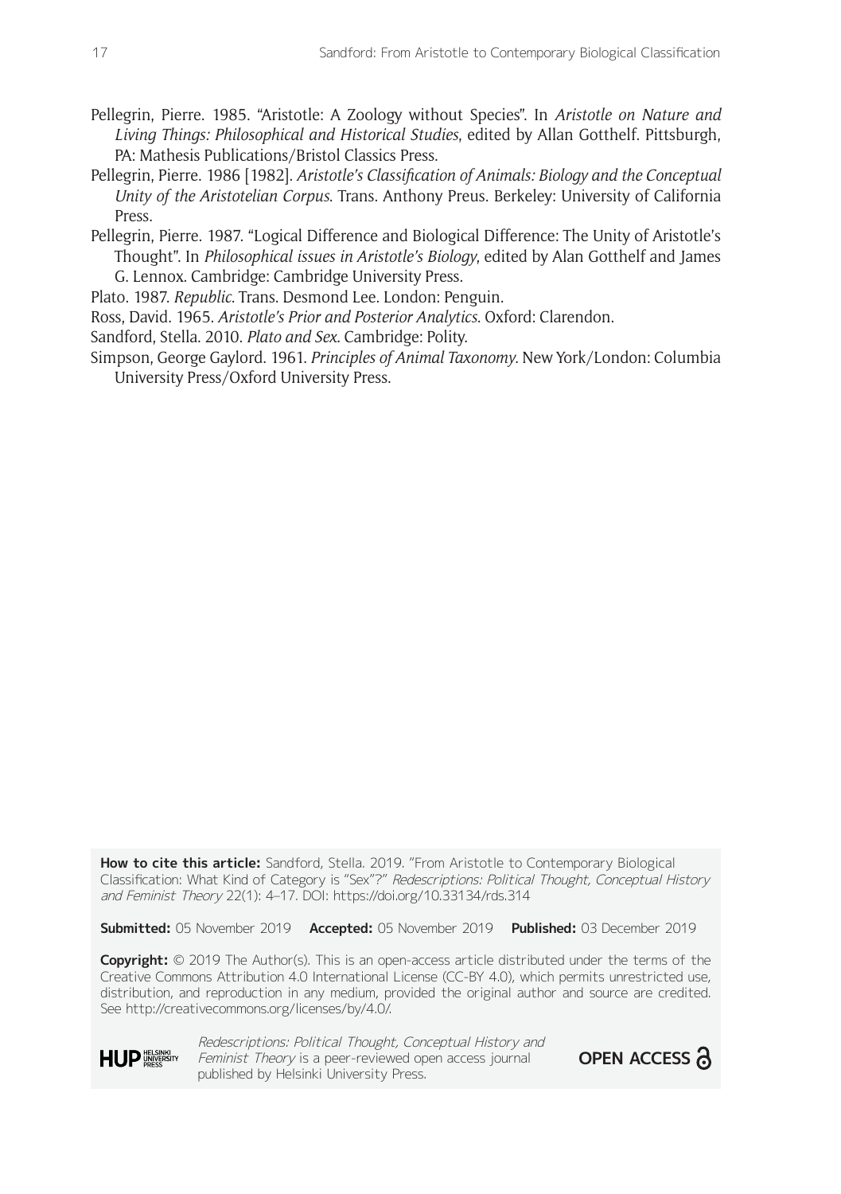Pellegrin, Pierre. 1985. "Aristotle: A Zoology without Species". In *Aristotle on Nature and Living Things: Philosophical and Historical Studies*, edited by Allan Gotthelf. Pittsburgh, PA: Mathesis Publications/Bristol Classics Press.

Pellegrin, Pierre. 1986 [1982]. *Aristotle's Classification of Animals: Biology and the Conceptual Unity of the Aristotelian Corpus*. Trans. Anthony Preus. Berkeley: University of California Press.

Pellegrin, Pierre. 1987. "Logical Difference and Biological Difference: The Unity of Aristotle's Thought". In *Philosophical issues in Aristotle's Biology*, edited by Alan Gotthelf and James G. Lennox. Cambridge: Cambridge University Press.

Plato. 1987. *Republic*. Trans. Desmond Lee. London: Penguin.

Ross, David. 1965. *Aristotle's Prior and Posterior Analytics*. Oxford: Clarendon.

Sandford, Stella. 2010. *Plato and Sex*. Cambridge: Polity.

Simpson, George Gaylord. 1961. *Principles of Animal Taxonomy*. New York/London: Columbia University Press/Oxford University Press.

**How to cite this article:** Sandford, Stella. 2019. "From Aristotle to Contemporary Biological Classification: What Kind of Category is "Sex"?" *Redescriptions: Political Thought, Conceptual History and Feminist Theory* 22(1): 4–17. DOI: https://doi.org/10.33134/rds.314

**Submitted:** 05 November 2019 **Accepted:** 05 November 2019 **Published:** 03 December 2019

**Copyright:** © 2019 The Author(s). This is an open-access article distributed under the terms of the Creative Commons Attribution 4.0 International License (CC-BY 4.0), which permits unrestricted use, distribution, and reproduction in any medium, provided the original author and source are credited. See http://creativecommons.org/licenses/by/4.0/.

HUP HELSINKI UNIVERSITY PRESS

*Redescriptions: Political Thought, Conceptual History and Feminist Theory* is a peer-reviewed open access journal published by Helsinki University Press.

**OPEN ACCESS**